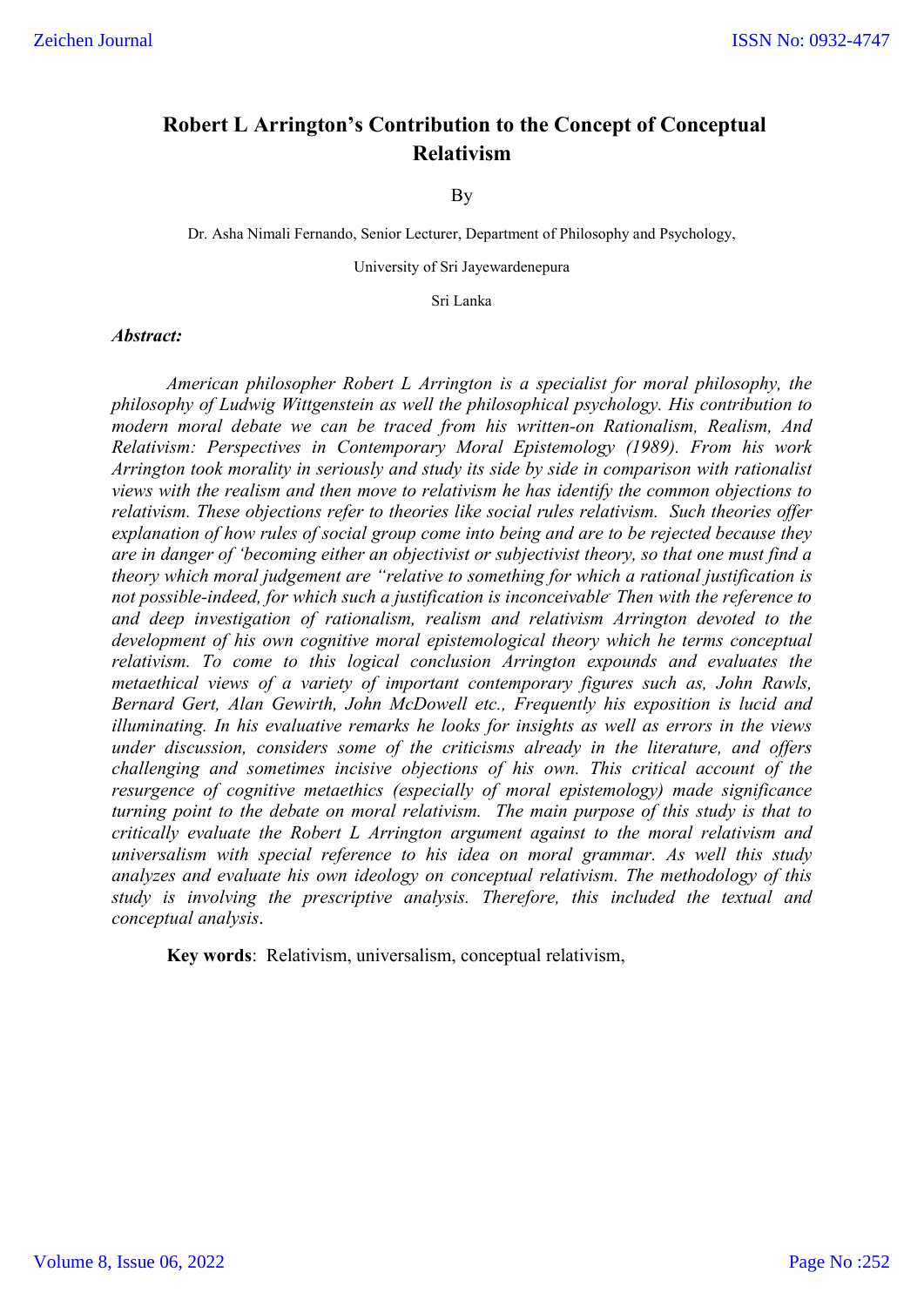# Robert L Arrington's Contribution to the Concept of Conceptual Relativism

By

Dr. Asha Nimali Fernando, Senior Lecturer, Department of Philosophy and Psychology,

University of Sri Jayewardenepura

Sri Lanka

***Abstract:***

*American philosopher Robert L Arrington is a specialist for moral philosophy, the philosophy of Ludwig Wittgenstein as well the philosophical psychology. His contribution to modern moral debate we can be traced from his written-on Rationalism, Realism, And Relativism: Perspectives in Contemporary Moral Epistemology (1989). From his work Arrington took morality in seriously and study its side by side in comparison with rationalist views with the realism and then move to relativism he has identify the common objections to relativism. These objections refer to theories like social rules relativism. Such theories offer explanation of how rules of social group come into being and are to be rejected because they are in danger of 'becoming either an objectivist or subjectivist theory, so that one must find a theory which moral judgement are "relative to something for which a rational justification is not possible-indeed, for which such a justification is inconceivable. Then with the reference to and deep investigation of rationalism, realism and relativism Arrington devoted to the development of his own cognitive moral epistemological theory which he terms conceptual relativism. To come to this logical conclusion Arrington expounds and evaluates the metaethical views of a variety of important contemporary figures such as, John Rawls, Bernard Gert, Alan Gewirth, John McDowell etc., Frequently his exposition is lucid and illuminating. In his evaluative remarks he looks for insights as well as errors in the views under discussion, considers some of the criticisms already in the literature, and offers challenging and sometimes incisive objections of his own. This critical account of the resurgence of cognitive metaethics (especially of moral epistemology) made significance turning point to the debate on moral relativism. The main purpose of this study is that to critically evaluate the Robert L Arrington argument against to the moral relativism and universalism with special reference to his idea on moral grammar. As well this study analyzes and evaluate his own ideology on conceptual relativism. The methodology of this study is involving the prescriptive analysis. Therefore, this included the textual and conceptual analysis.*

**Key words**: Relativism, universalism, conceptual relativism,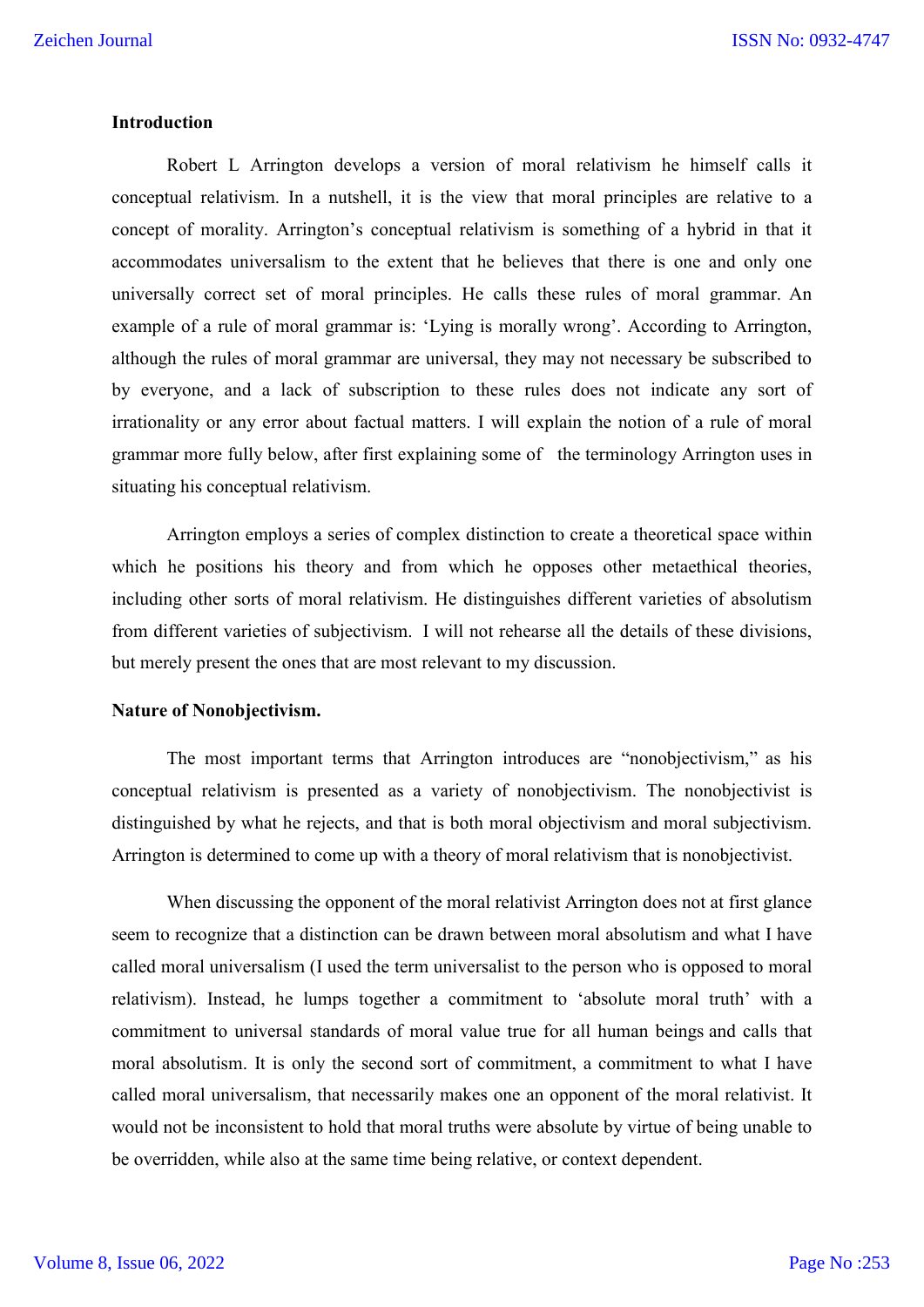**Introduction**

Robert L Arrington develops a version of moral relativism he himself calls it conceptual relativism. In a nutshell, it is the view that moral principles are relative to a concept of morality. Arrington's conceptual relativism is something of a hybrid in that it accommodates universalism to the extent that he believes that there is one and only one universally correct set of moral principles. He calls these rules of moral grammar. An example of a rule of moral grammar is: 'Lying is morally wrong'. According to Arrington, although the rules of moral grammar are universal, they may not necessary be subscribed to by everyone, and a lack of subscription to these rules does not indicate any sort of irrationality or any error about factual matters. I will explain the notion of a rule of moral grammar more fully below, after first explaining some of the terminology Arrington uses in situating his conceptual relativism.

Arrington employs a series of complex distinction to create a theoretical space within which he positions his theory and from which he opposes other metaethical theories, including other sorts of moral relativism. He distinguishes different varieties of absolutism from different varieties of subjectivism. I will not rehearse all the details of these divisions, but merely present the ones that are most relevant to my discussion.

**Nature of Nonobjectivism.**

The most important terms that Arrington introduces are "nonobjectivism," as his conceptual relativism is presented as a variety of nonobjectivism. The nonobjectivist is distinguished by what he rejects, and that is both moral objectivism and moral subjectivism. Arrington is determined to come up with a theory of moral relativism that is nonobjectivist.

When discussing the opponent of the moral relativist Arrington does not at first glance seem to recognize that a distinction can be drawn between moral absolutism and what I have called moral universalism (I used the term universalist to the person who is opposed to moral relativism). Instead, he lumps together a commitment to 'absolute moral truth' with a commitment to universal standards of moral value true for all human beings and calls that moral absolutism. It is only the second sort of commitment, a commitment to what I have called moral universalism, that necessarily makes one an opponent of the moral relativist. It would not be inconsistent to hold that moral truths were absolute by virtue of being unable to be overridden, while also at the same time being relative, or context dependent.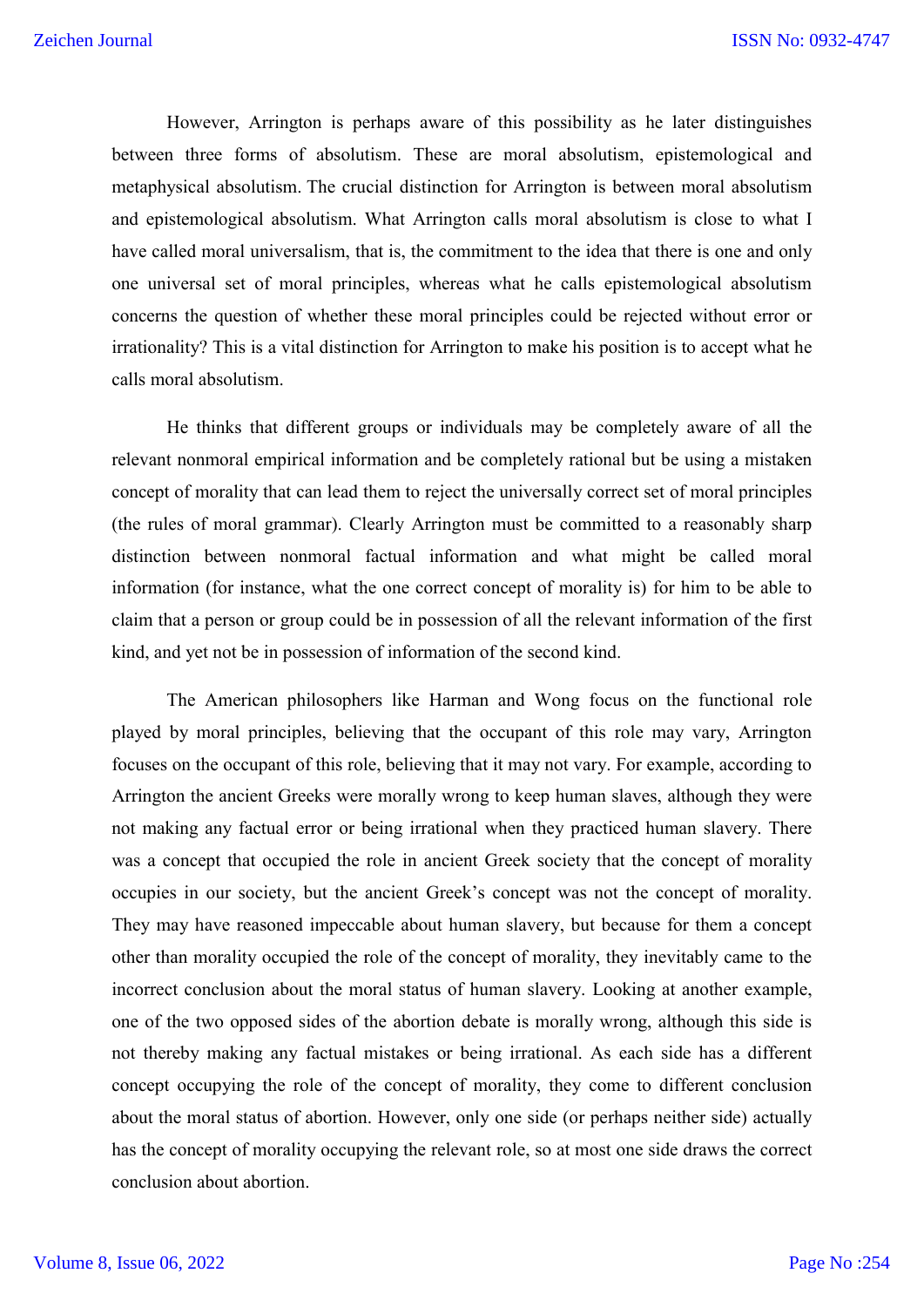However, Arrington is perhaps aware of this possibility as he later distinguishes between three forms of absolutism. These are moral absolutism, epistemological and metaphysical absolutism. The crucial distinction for Arrington is between moral absolutism and epistemological absolutism. What Arrington calls moral absolutism is close to what I have called moral universalism, that is, the commitment to the idea that there is one and only one universal set of moral principles, whereas what he calls epistemological absolutism concerns the question of whether these moral principles could be rejected without error or irrationality? This is a vital distinction for Arrington to make his position is to accept what he calls moral absolutism.

He thinks that different groups or individuals may be completely aware of all the relevant nonmoral empirical information and be completely rational but be using a mistaken concept of morality that can lead them to reject the universally correct set of moral principles (the rules of moral grammar). Clearly Arrington must be committed to a reasonably sharp distinction between nonmoral factual information and what might be called moral information (for instance, what the one correct concept of morality is) for him to be able to claim that a person or group could be in possession of all the relevant information of the first kind, and yet not be in possession of information of the second kind.

The American philosophers like Harman and Wong focus on the functional role played by moral principles, believing that the occupant of this role may vary, Arrington focuses on the occupant of this role, believing that it may not vary. For example, according to Arrington the ancient Greeks were morally wrong to keep human slaves, although they were not making any factual error or being irrational when they practiced human slavery. There was a concept that occupied the role in ancient Greek society that the concept of morality occupies in our society, but the ancient Greek's concept was not the concept of morality. They may have reasoned impeccable about human slavery, but because for them a concept other than morality occupied the role of the concept of morality, they inevitably came to the incorrect conclusion about the moral status of human slavery. Looking at another example, one of the two opposed sides of the abortion debate is morally wrong, although this side is not thereby making any factual mistakes or being irrational. As each side has a different concept occupying the role of the concept of morality, they come to different conclusion about the moral status of abortion. However, only one side (or perhaps neither side) actually has the concept of morality occupying the relevant role, so at most one side draws the correct conclusion about abortion.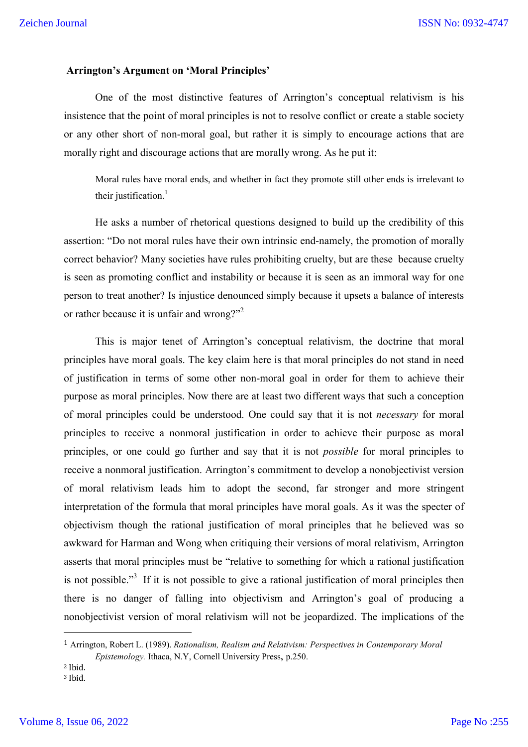**Arrington's Argument on 'Moral Principles'**

One of the most distinctive features of Arrington's conceptual relativism is his insistence that the point of moral principles is not to resolve conflict or create a stable society or any other short of non-moral goal, but rather it is simply to encourage actions that are morally right and discourage actions that are morally wrong. As he put it:

> Moral rules have moral ends, and whether in fact they promote still other ends is irrelevant to their justification.[1]

He asks a number of rhetorical questions designed to build up the credibility of this assertion: "Do not moral rules have their own intrinsic end-namely, the promotion of morally correct behavior? Many societies have rules prohibiting cruelty, but are these because cruelty is seen as promoting conflict and instability or because it is seen as an immoral way for one person to treat another? Is injustice denounced simply because it upsets a balance of interests or rather because it is unfair and wrong?"[2]

This is major tenet of Arrington's conceptual relativism, the doctrine that moral principles have moral goals. The key claim here is that moral principles do not stand in need of justification in terms of some other non-moral goal in order for them to achieve their purpose as moral principles. Now there are at least two different ways that such a conception of moral principles could be understood. One could say that it is not *necessary* for moral principles to receive a nonmoral justification in order to achieve their purpose as moral principles, or one could go further and say that it is not *possible* for moral principles to receive a nonmoral justification. Arrington's commitment to develop a nonobjectivist version of moral relativism leads him to adopt the second, far stronger and more stringent interpretation of the formula that moral principles have moral goals. As it was the specter of objectivism though the rational justification of moral principles that he believed was so awkward for Harman and Wong when critiquing their versions of moral relativism, Arrington asserts that moral principles must be "relative to something for which a rational justification is not possible."[3] If it is not possible to give a rational justification of moral principles then there is no danger of falling into objectivism and Arrington's goal of producing a nonobjectivist version of moral relativism will not be jeopardized. The implications of the

---

[1] Arrington, Robert L. (1989). *Rationalism, Realism and Relativism: Perspectives in Contemporary Moral Epistemology.* Ithaca, N.Y, Cornell University Press, p.250.

[2] Ibid.

[3] Ibid.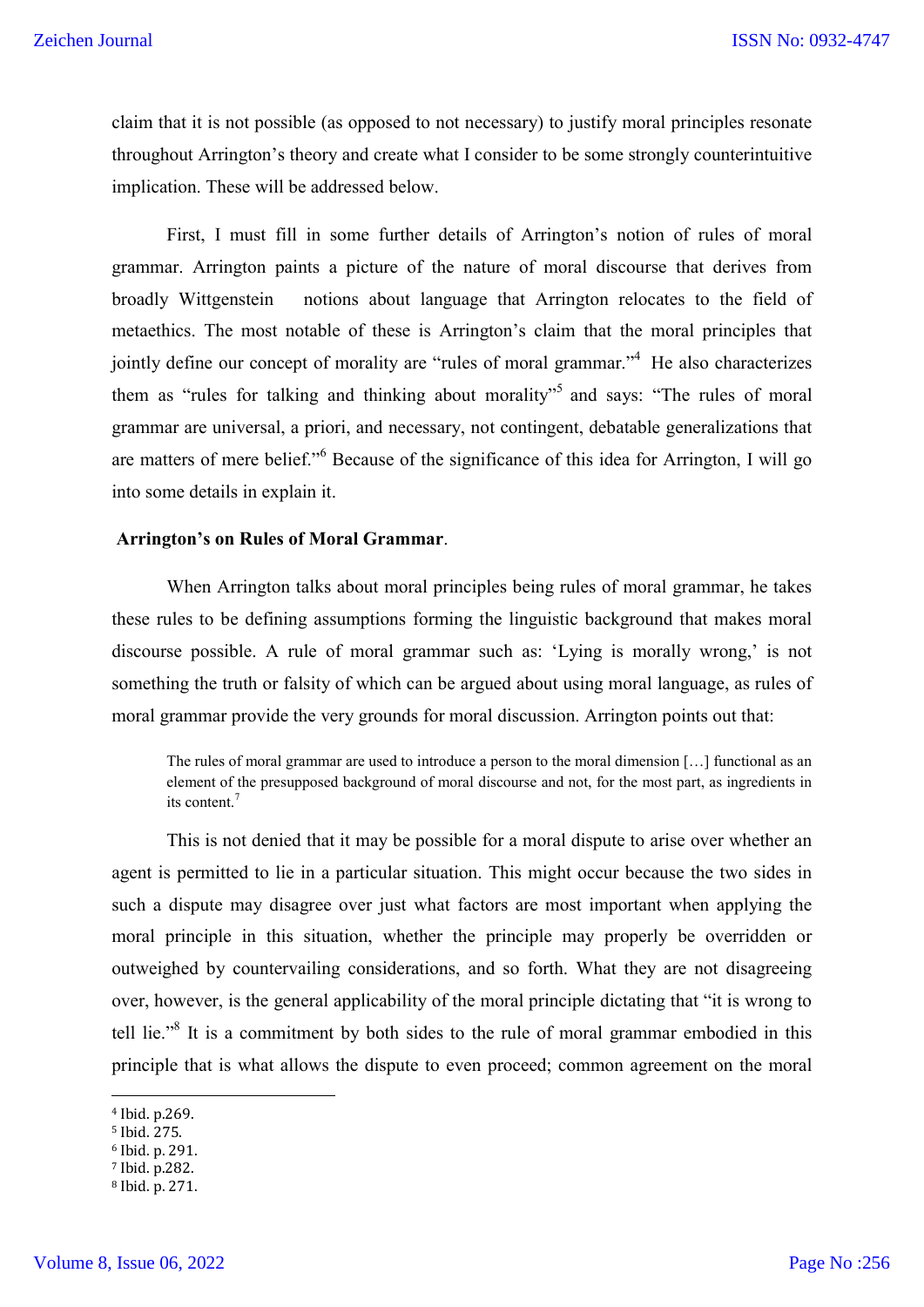claim that it is not possible (as opposed to not necessary) to justify moral principles resonate throughout Arrington's theory and create what I consider to be some strongly counterintuitive implication. These will be addressed below.

First, I must fill in some further details of Arrington's notion of rules of moral grammar. Arrington paints a picture of the nature of moral discourse that derives from broadly Wittgenstein notions about language that Arrington relocates to the field of metaethics. The most notable of these is Arrington's claim that the moral principles that jointly define our concept of morality are "rules of moral grammar."[4] He also characterizes them as "rules for talking and thinking about morality"[5] and says: "The rules of moral grammar are universal, a priori, and necessary, not contingent, debatable generalizations that are matters of mere belief."[6] Because of the significance of this idea for Arrington, I will go into some details in explain it.

**Arrington's on Rules of Moral Grammar**.

When Arrington talks about moral principles being rules of moral grammar, he takes these rules to be defining assumptions forming the linguistic background that makes moral discourse possible. A rule of moral grammar such as: 'Lying is morally wrong,' is not something the truth or falsity of which can be argued about using moral language, as rules of moral grammar provide the very grounds for moral discussion. Arrington points out that:

> The rules of moral grammar are used to introduce a person to the moral dimension […] functional as an element of the presupposed background of moral discourse and not, for the most part, as ingredients in its content.[7]

This is not denied that it may be possible for a moral dispute to arise over whether an agent is permitted to lie in a particular situation. This might occur because the two sides in such a dispute may disagree over just what factors are most important when applying the moral principle in this situation, whether the principle may properly be overridden or outweighed by countervailing considerations, and so forth. What they are not disagreeing over, however, is the general applicability of the moral principle dictating that "it is wrong to tell lie."[8] It is a commitment by both sides to the rule of moral grammar embodied in this principle that is what allows the dispute to even proceed; common agreement on the moral

[4] Ibid. p.269.
[5] Ibid. 275.
[6] Ibid. p. 291.
[7] Ibid. p.282.
[8] Ibid. p. 271.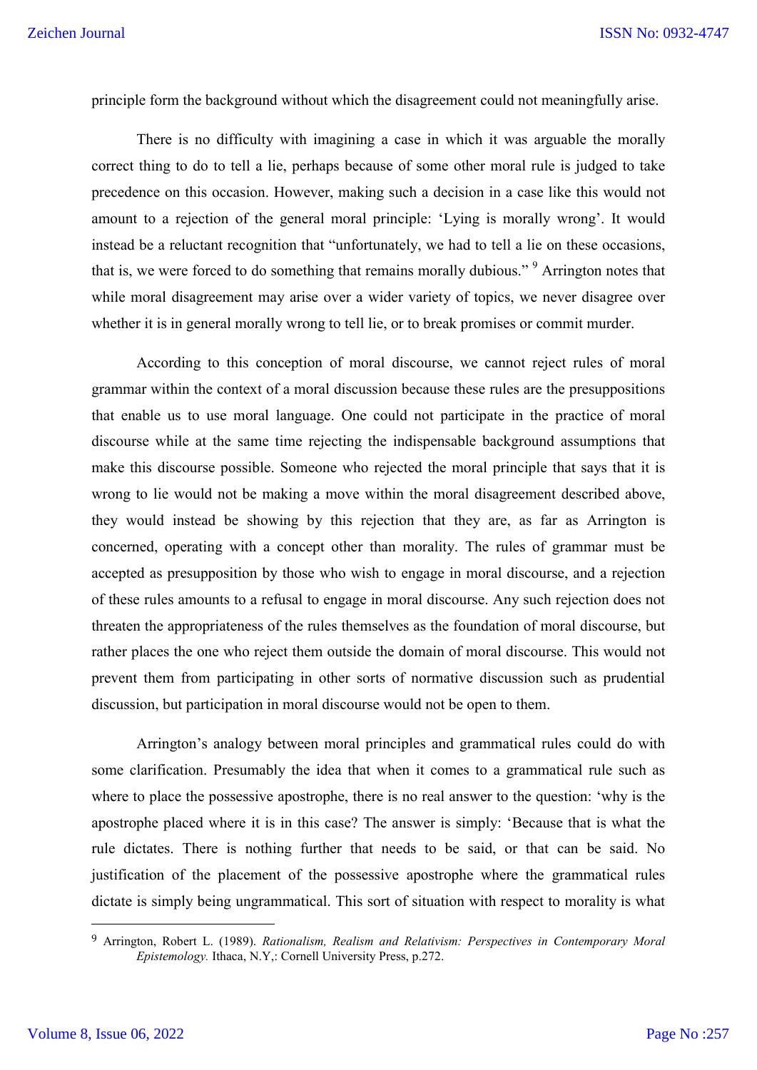principle form the background without which the disagreement could not meaningfully arise.

There is no difficulty with imagining a case in which it was arguable the morally correct thing to do to tell a lie, perhaps because of some other moral rule is judged to take precedence on this occasion. However, making such a decision in a case like this would not amount to a rejection of the general moral principle: 'Lying is morally wrong'. It would instead be a reluctant recognition that "unfortunately, we had to tell a lie on these occasions, that is, we were forced to do something that remains morally dubious." [9] Arrington notes that while moral disagreement may arise over a wider variety of topics, we never disagree over whether it is in general morally wrong to tell lie, or to break promises or commit murder.

According to this conception of moral discourse, we cannot reject rules of moral grammar within the context of a moral discussion because these rules are the presuppositions that enable us to use moral language. One could not participate in the practice of moral discourse while at the same time rejecting the indispensable background assumptions that make this discourse possible. Someone who rejected the moral principle that says that it is wrong to lie would not be making a move within the moral disagreement described above, they would instead be showing by this rejection that they are, as far as Arrington is concerned, operating with a concept other than morality. The rules of grammar must be accepted as presupposition by those who wish to engage in moral discourse, and a rejection of these rules amounts to a refusal to engage in moral discourse. Any such rejection does not threaten the appropriateness of the rules themselves as the foundation of moral discourse, but rather places the one who reject them outside the domain of moral discourse. This would not prevent them from participating in other sorts of normative discussion such as prudential discussion, but participation in moral discourse would not be open to them.

Arrington's analogy between moral principles and grammatical rules could do with some clarification. Presumably the idea that when it comes to a grammatical rule such as where to place the possessive apostrophe, there is no real answer to the question: 'why is the apostrophe placed where it is in this case? The answer is simply: 'Because that is what the rule dictates. There is nothing further that needs to be said, or that can be said. No justification of the placement of the possessive apostrophe where the grammatical rules dictate is simply being ungrammatical. This sort of situation with respect to morality is what

---

[9] Arrington, Robert L. (1989). *Rationalism, Realism and Relativism: Perspectives in Contemporary Moral Epistemology.* Ithaca, N.Y,: Cornell University Press, p.272.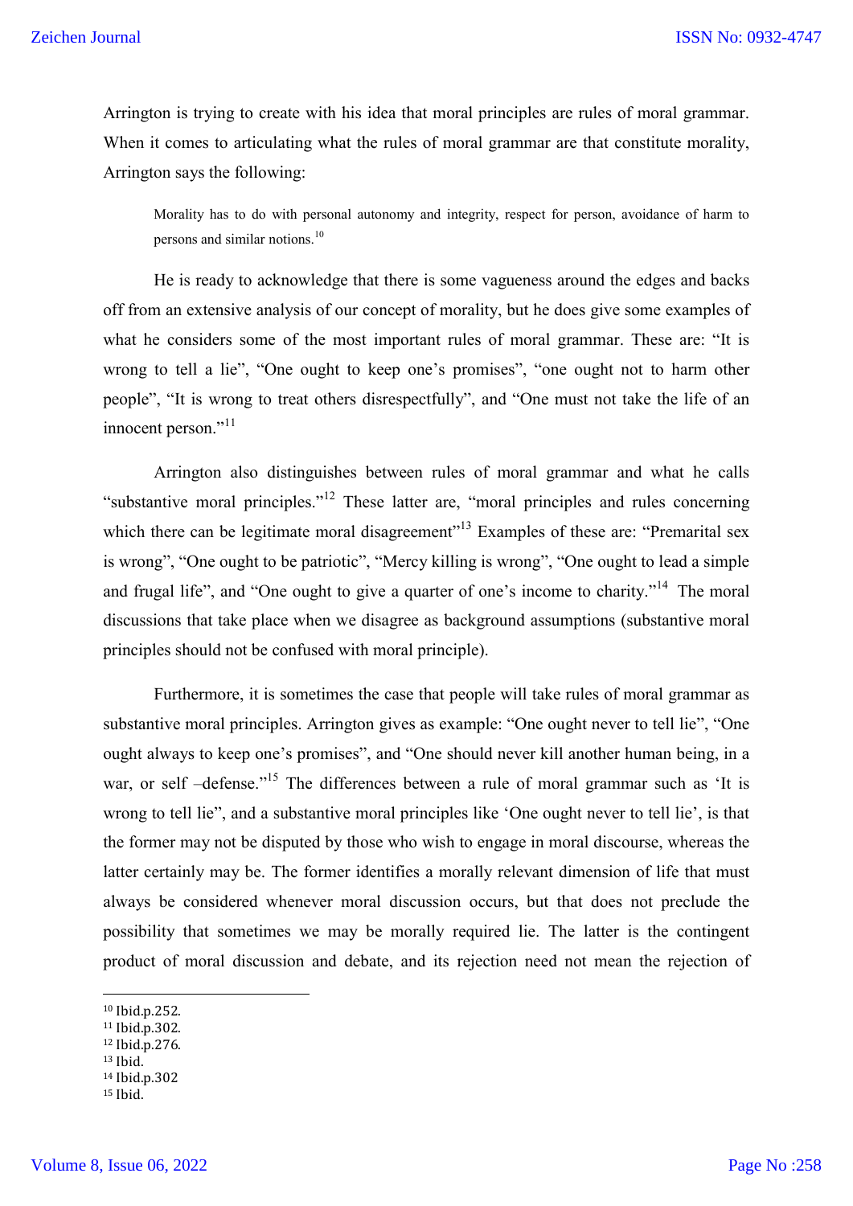Arrington is trying to create with his idea that moral principles are rules of moral grammar. When it comes to articulating what the rules of moral grammar are that constitute morality, Arrington says the following:

> Morality has to do with personal autonomy and integrity, respect for person, avoidance of harm to persons and similar notions.[10]

He is ready to acknowledge that there is some vagueness around the edges and backs off from an extensive analysis of our concept of morality, but he does give some examples of what he considers some of the most important rules of moral grammar. These are: "It is wrong to tell a lie", "One ought to keep one's promises", "one ought not to harm other people", "It is wrong to treat others disrespectfully", and "One must not take the life of an innocent person."[11]

Arrington also distinguishes between rules of moral grammar and what he calls "substantive moral principles."[12] These latter are, "moral principles and rules concerning which there can be legitimate moral disagreement"[13] Examples of these are: "Premarital sex is wrong", "One ought to be patriotic", "Mercy killing is wrong", "One ought to lead a simple and frugal life", and "One ought to give a quarter of one's income to charity."[14] The moral discussions that take place when we disagree as background assumptions (substantive moral principles should not be confused with moral principle).

Furthermore, it is sometimes the case that people will take rules of moral grammar as substantive moral principles. Arrington gives as example: "One ought never to tell lie", "One ought always to keep one's promises", and "One should never kill another human being, in a war, or self –defense."[15] The differences between a rule of moral grammar such as 'It is wrong to tell lie", and a substantive moral principles like 'One ought never to tell lie', is that the former may not be disputed by those who wish to engage in moral discourse, whereas the latter certainly may be. The former identifies a morally relevant dimension of life that must always be considered whenever moral discussion occurs, but that does not preclude the possibility that sometimes we may be morally required lie. The latter is the contingent product of moral discussion and debate, and its rejection need not mean the rejection of

---

[10] Ibid.p.252.
[11] Ibid.p.302.
[12] Ibid.p.276.
[13] Ibid.
[14] Ibid.p.302
[15] Ibid.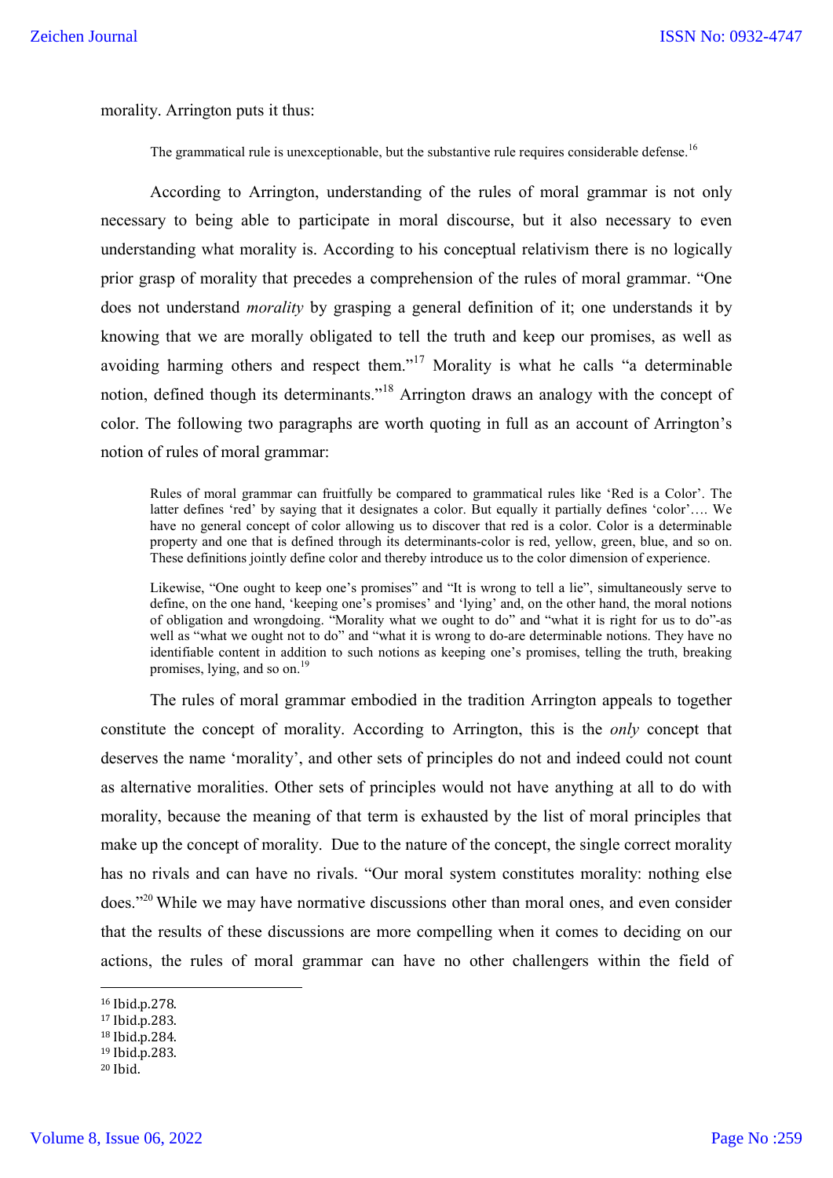morality. Arrington puts it thus:

> The grammatical rule is unexceptionable, but the substantive rule requires considerable defense.[16]

According to Arrington, understanding of the rules of moral grammar is not only necessary to being able to participate in moral discourse, but it also necessary to even understanding what morality is. According to his conceptual relativism there is no logically prior grasp of morality that precedes a comprehension of the rules of moral grammar. "One does not understand *morality* by grasping a general definition of it; one understands it by knowing that we are morally obligated to tell the truth and keep our promises, as well as avoiding harming others and respect them."[17] Morality is what he calls "a determinable notion, defined though its determinants."[18] Arrington draws an analogy with the concept of color. The following two paragraphs are worth quoting in full as an account of Arrington's notion of rules of moral grammar:

> Rules of moral grammar can fruitfully be compared to grammatical rules like 'Red is a Color'. The latter defines 'red' by saying that it designates a color. But equally it partially defines 'color'…. We have no general concept of color allowing us to discover that red is a color. Color is a determinable property and one that is defined through its determinants-color is red, yellow, green, blue, and so on. These definitions jointly define color and thereby introduce us to the color dimension of experience.
>
> Likewise, "One ought to keep one's promises" and "It is wrong to tell a lie", simultaneously serve to define, on the one hand, 'keeping one's promises' and 'lying' and, on the other hand, the moral notions of obligation and wrongdoing. "Morality what we ought to do" and "what it is right for us to do"-as well as "what we ought not to do" and "what it is wrong to do-are determinable notions. They have no identifiable content in addition to such notions as keeping one's promises, telling the truth, breaking promises, lying, and so on.[19]

The rules of moral grammar embodied in the tradition Arrington appeals to together constitute the concept of morality. According to Arrington, this is the *only* concept that deserves the name 'morality', and other sets of principles do not and indeed could not count as alternative moralities. Other sets of principles would not have anything at all to do with morality, because the meaning of that term is exhausted by the list of moral principles that make up the concept of morality. Due to the nature of the concept, the single correct morality has no rivals and can have no rivals. "Our moral system constitutes morality: nothing else does."[20] While we may have normative discussions other than moral ones, and even consider that the results of these discussions are more compelling when it comes to deciding on our actions, the rules of moral grammar can have no other challengers within the field of

---

[16] Ibid.p.278.
[17] Ibid.p.283.
[18] Ibid.p.284.
[19] Ibid.p.283.
[20] Ibid.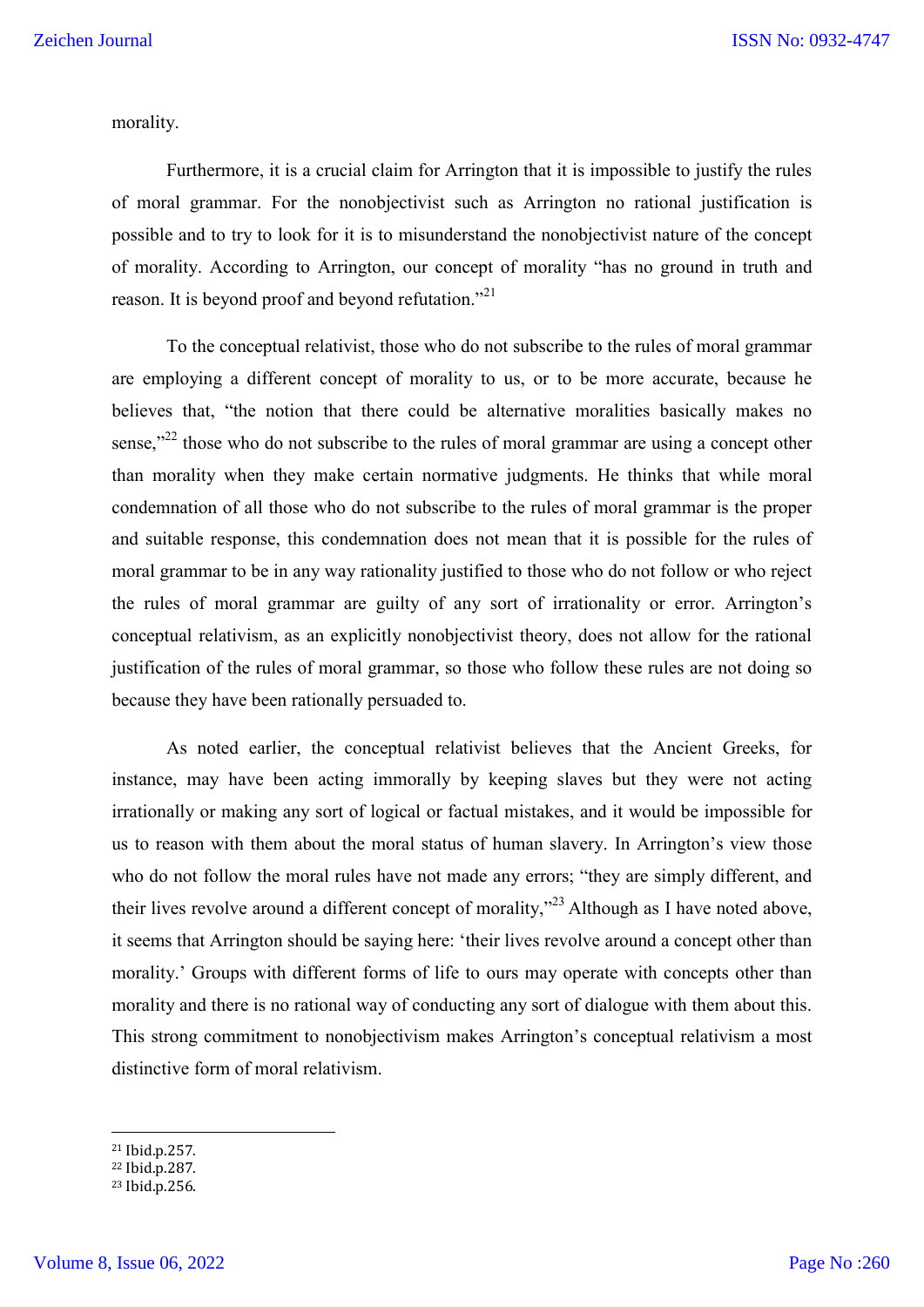morality.

Furthermore, it is a crucial claim for Arrington that it is impossible to justify the rules of moral grammar. For the nonobjectivist such as Arrington no rational justification is possible and to try to look for it is to misunderstand the nonobjectivist nature of the concept of morality. According to Arrington, our concept of morality "has no ground in truth and reason. It is beyond proof and beyond refutation."[21]

To the conceptual relativist, those who do not subscribe to the rules of moral grammar are employing a different concept of morality to us, or to be more accurate, because he believes that, "the notion that there could be alternative moralities basically makes no sense,"[22] those who do not subscribe to the rules of moral grammar are using a concept other than morality when they make certain normative judgments. He thinks that while moral condemnation of all those who do not subscribe to the rules of moral grammar is the proper and suitable response, this condemnation does not mean that it is possible for the rules of moral grammar to be in any way rationality justified to those who do not follow or who reject the rules of moral grammar are guilty of any sort of irrationality or error. Arrington's conceptual relativism, as an explicitly nonobjectivist theory, does not allow for the rational justification of the rules of moral grammar, so those who follow these rules are not doing so because they have been rationally persuaded to.

As noted earlier, the conceptual relativist believes that the Ancient Greeks, for instance, may have been acting immorally by keeping slaves but they were not acting irrationally or making any sort of logical or factual mistakes, and it would be impossible for us to reason with them about the moral status of human slavery. In Arrington's view those who do not follow the moral rules have not made any errors; "they are simply different, and their lives revolve around a different concept of morality,"[23] Although as I have noted above, it seems that Arrington should be saying here: 'their lives revolve around a concept other than morality.' Groups with different forms of life to ours may operate with concepts other than morality and there is no rational way of conducting any sort of dialogue with them about this. This strong commitment to nonobjectivism makes Arrington's conceptual relativism a most distinctive form of moral relativism.

---

[21] Ibid.p.257.
[22] Ibid.p.287.
[23] Ibid.p.256.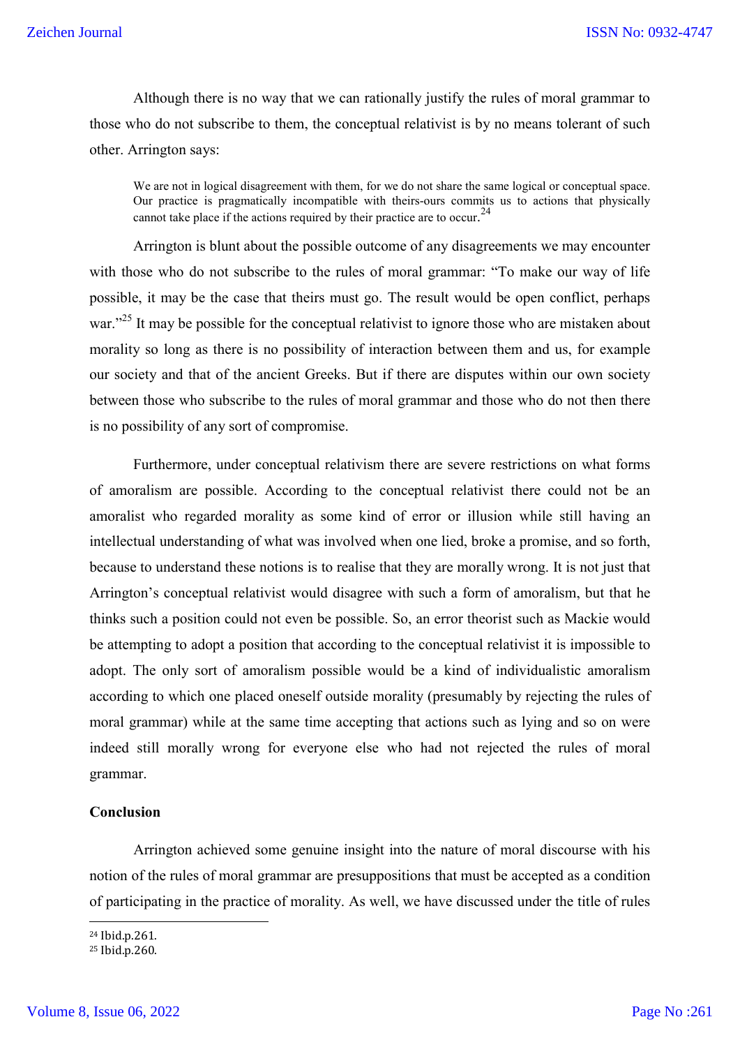Although there is no way that we can rationally justify the rules of moral grammar to those who do not subscribe to them, the conceptual relativist is by no means tolerant of such other. Arrington says:

> We are not in logical disagreement with them, for we do not share the same logical or conceptual space. Our practice is pragmatically incompatible with theirs-ours commits us to actions that physically cannot take place if the actions required by their practice are to occur.[24]

Arrington is blunt about the possible outcome of any disagreements we may encounter with those who do not subscribe to the rules of moral grammar: "To make our way of life possible, it may be the case that theirs must go. The result would be open conflict, perhaps war."[25] It may be possible for the conceptual relativist to ignore those who are mistaken about morality so long as there is no possibility of interaction between them and us, for example our society and that of the ancient Greeks. But if there are disputes within our own society between those who subscribe to the rules of moral grammar and those who do not then there is no possibility of any sort of compromise.

Furthermore, under conceptual relativism there are severe restrictions on what forms of amoralism are possible. According to the conceptual relativist there could not be an amoralist who regarded morality as some kind of error or illusion while still having an intellectual understanding of what was involved when one lied, broke a promise, and so forth, because to understand these notions is to realise that they are morally wrong. It is not just that Arrington's conceptual relativist would disagree with such a form of amoralism, but that he thinks such a position could not even be possible. So, an error theorist such as Mackie would be attempting to adopt a position that according to the conceptual relativist it is impossible to adopt. The only sort of amoralism possible would be a kind of individualistic amoralism according to which one placed oneself outside morality (presumably by rejecting the rules of moral grammar) while at the same time accepting that actions such as lying and so on were indeed still morally wrong for everyone else who had not rejected the rules of moral grammar.

**Conclusion**

Arrington achieved some genuine insight into the nature of moral discourse with his notion of the rules of moral grammar are presuppositions that must be accepted as a condition of participating in the practice of morality. As well, we have discussed under the title of rules

[24] Ibid.p.261.

[25] Ibid.p.260.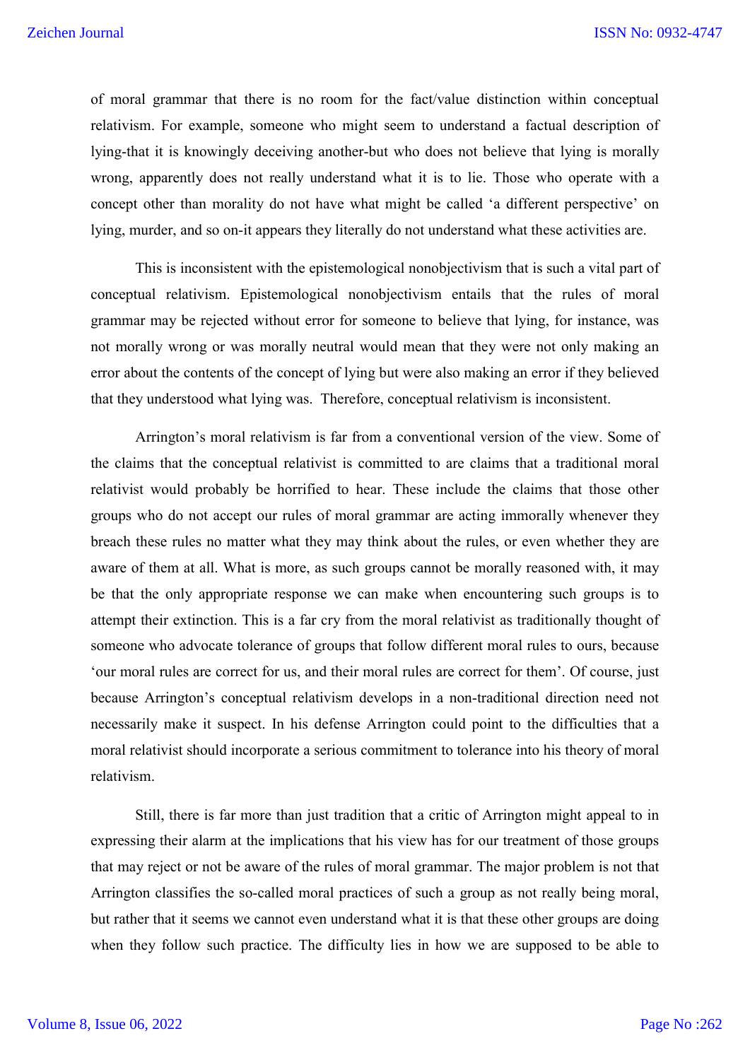of moral grammar that there is no room for the fact/value distinction within conceptual relativism. For example, someone who might seem to understand a factual description of lying-that it is knowingly deceiving another-but who does not believe that lying is morally wrong, apparently does not really understand what it is to lie. Those who operate with a concept other than morality do not have what might be called 'a different perspective' on lying, murder, and so on-it appears they literally do not understand what these activities are.

This is inconsistent with the epistemological nonobjectivism that is such a vital part of conceptual relativism. Epistemological nonobjectivism entails that the rules of moral grammar may be rejected without error for someone to believe that lying, for instance, was not morally wrong or was morally neutral would mean that they were not only making an error about the contents of the concept of lying but were also making an error if they believed that they understood what lying was. Therefore, conceptual relativism is inconsistent.

Arrington's moral relativism is far from a conventional version of the view. Some of the claims that the conceptual relativist is committed to are claims that a traditional moral relativist would probably be horrified to hear. These include the claims that those other groups who do not accept our rules of moral grammar are acting immorally whenever they breach these rules no matter what they may think about the rules, or even whether they are aware of them at all. What is more, as such groups cannot be morally reasoned with, it may be that the only appropriate response we can make when encountering such groups is to attempt their extinction. This is a far cry from the moral relativist as traditionally thought of someone who advocate tolerance of groups that follow different moral rules to ours, because 'our moral rules are correct for us, and their moral rules are correct for them'. Of course, just because Arrington's conceptual relativism develops in a non-traditional direction need not necessarily make it suspect. In his defense Arrington could point to the difficulties that a moral relativist should incorporate a serious commitment to tolerance into his theory of moral relativism.

Still, there is far more than just tradition that a critic of Arrington might appeal to in expressing their alarm at the implications that his view has for our treatment of those groups that may reject or not be aware of the rules of moral grammar. The major problem is not that Arrington classifies the so-called moral practices of such a group as not really being moral, but rather that it seems we cannot even understand what it is that these other groups are doing when they follow such practice. The difficulty lies in how we are supposed to be able to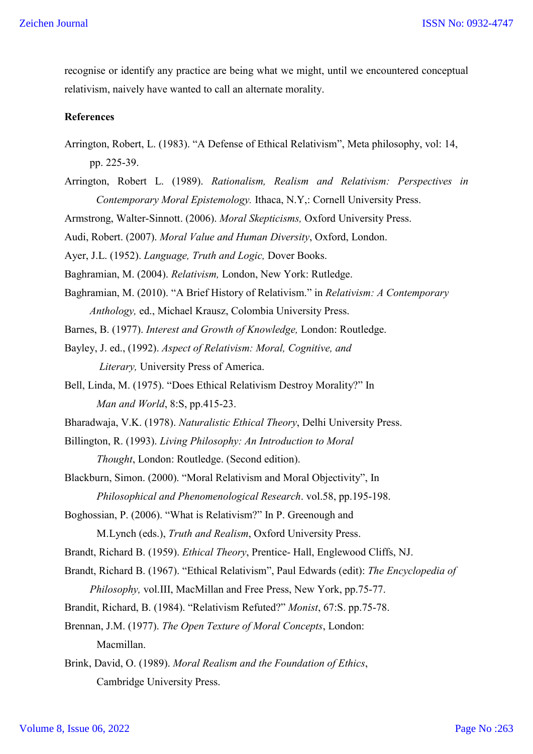recognise or identify any practice are being what we might, until we encountered conceptual relativism, naively have wanted to call an alternate morality.

**References**

Arrington, Robert, L. (1983). "A Defense of Ethical Relativism", Meta philosophy, vol: 14, pp. 225-39.

Arrington, Robert L. (1989). *Rationalism, Realism and Relativism: Perspectives in Contemporary Moral Epistemology.* Ithaca, N.Y,: Cornell University Press.

Armstrong, Walter-Sinnott. (2006). *Moral Skepticisms,* Oxford University Press.

Audi, Robert. (2007). *Moral Value and Human Diversity*, Oxford, London.

Ayer, J.L. (1952). *Language, Truth and Logic,* Dover Books.

Baghramian, M. (2004). *Relativism,* London, New York: Rutledge.

Baghramian, M. (2010). "A Brief History of Relativism." in *Relativism: A Contemporary Anthology,* ed., Michael Krausz, Colombia University Press.

Barnes, B. (1977). *Interest and Growth of Knowledge,* London: Routledge.

Bayley, J. ed., (1992). *Aspect of Relativism: Moral, Cognitive, and Literary,* University Press of America.

Bell, Linda, M. (1975). "Does Ethical Relativism Destroy Morality?" In *Man and World*, 8:S, pp.415-23.

Bharadwaja, V.K. (1978). *Naturalistic Ethical Theory*, Delhi University Press.

Billington, R. (1993). *Living Philosophy: An Introduction to Moral Thought*, London: Routledge. (Second edition).

Blackburn, Simon. (2000). "Moral Relativism and Moral Objectivity", In *Philosophical and Phenomenological Research*. vol.58, pp.195-198.

Boghossian, P. (2006). "What is Relativism?" In P. Greenough and M.Lynch (eds.), *Truth and Realism*, Oxford University Press.

Brandt, Richard B. (1959). *Ethical Theory*, Prentice- Hall, Englewood Cliffs, NJ.

Brandt, Richard B. (1967). "Ethical Relativism", Paul Edwards (edit): *The Encyclopedia of Philosophy,* vol.III, MacMillan and Free Press, New York, pp.75-77.

Brandit, Richard, B. (1984). "Relativism Refuted?" *Monist*, 67:S. pp.75-78.

Brennan, J.M. (1977). *The Open Texture of Moral Concepts*, London: Macmillan.

Brink, David, O. (1989). *Moral Realism and the Foundation of Ethics*, Cambridge University Press.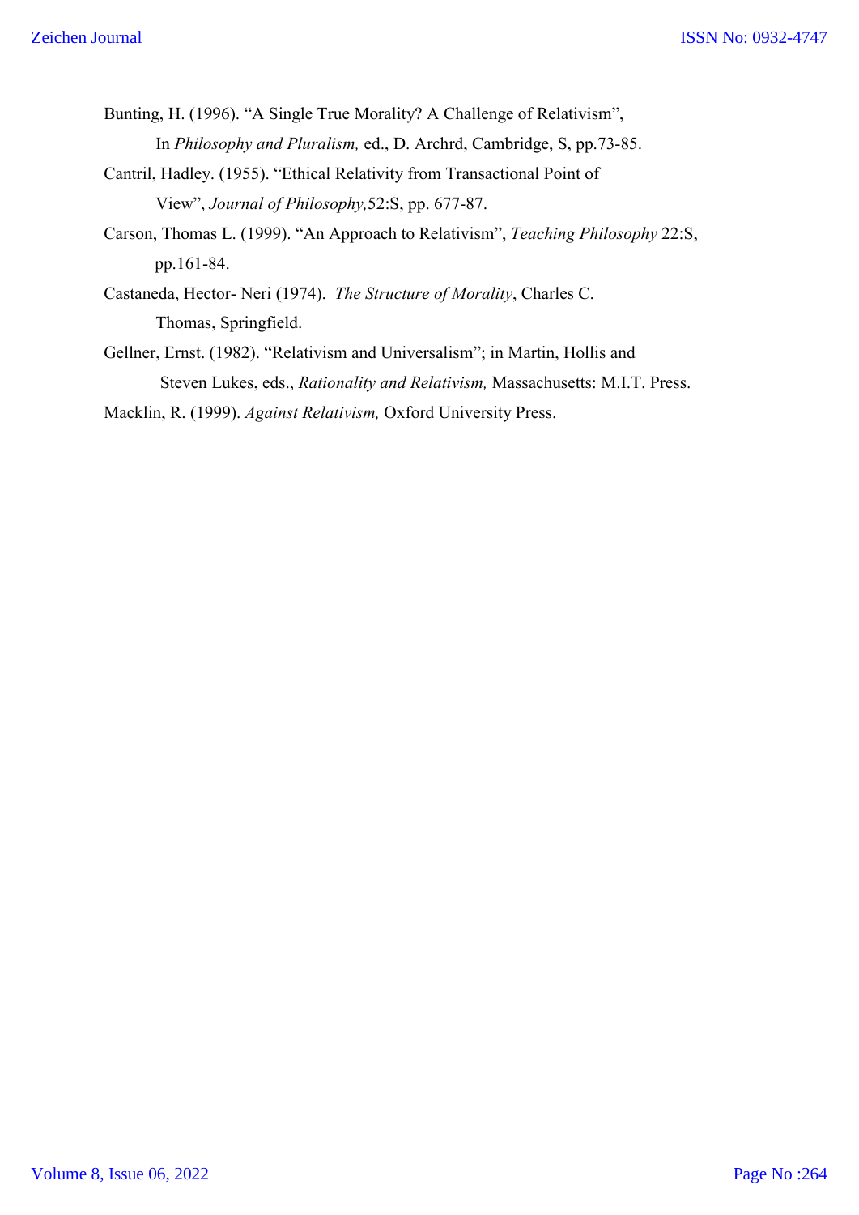Bunting, H. (1996). "A Single True Morality? A Challenge of Relativism", In *Philosophy and Pluralism,* ed., D. Archrd, Cambridge, S, pp.73-85.

Cantril, Hadley. (1955). "Ethical Relativity from Transactional Point of View", *Journal of Philosophy,*52:S, pp. 677-87.

Carson, Thomas L. (1999). "An Approach to Relativism", *Teaching Philosophy* 22:S, pp.161-84.

Castaneda, Hector- Neri (1974). *The Structure of Morality*, Charles C. Thomas, Springfield.

Gellner, Ernst. (1982). "Relativism and Universalism"; in Martin, Hollis and Steven Lukes, eds., *Rationality and Relativism,* Massachusetts: M.I.T. Press.

Macklin, R. (1999). *Against Relativism,* Oxford University Press.